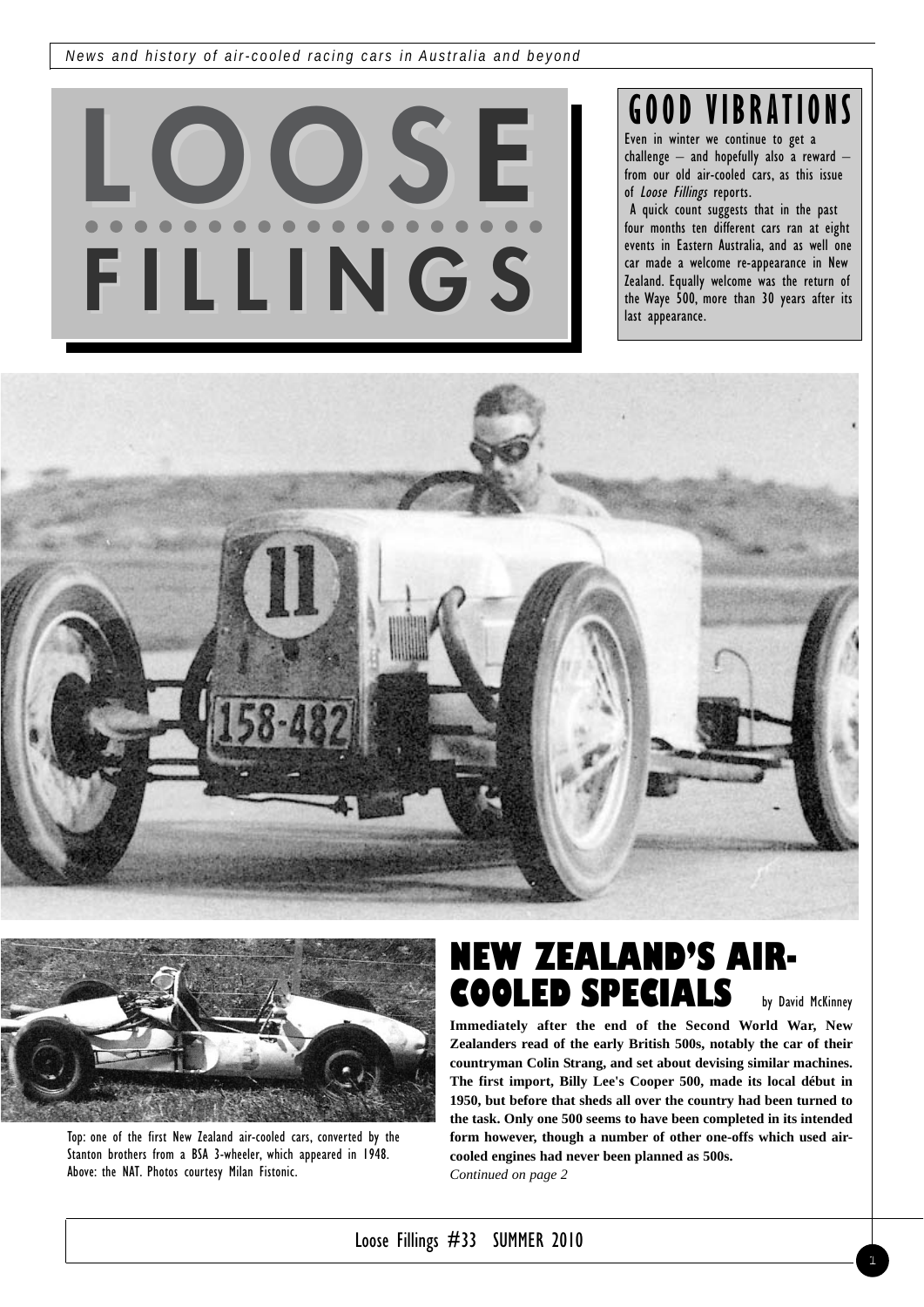*News and history of air-cooled racing cars in Australia and beyond*

# LOOSE FILLINGS

## GOOD VIBRATIONS

Even in winter we continue to get a challenge – and hopefully also a reward – from our old air-cooled cars, as this issue of *Loose Fillings* reports.

A quick count suggests that in the past four months ten different cars ran at eight events in Eastern Australia, and as well one car made a welcome re-appearance in New Zealand. Equally welcome was the return of the Waye 500, more than 30 years after its last appearance.

Top: one of the first New Zealand air-cooled cars, converted by the Stanton brothers from a BSA 3-wheeler, which appeared in 1948. Above: the NAT. Photos courtesy Milan Fistonic.

## NEW ZEALAND'S AIR-COOLED SPECIALS

by David McKinney

**Immediately after the end of the Second World War, New Zealanders read of the early British 500s, notably the car of their countryman Colin Strang, and set about devising similar machines. The first import, Billy Lee's Cooper 500, made its local début in 1950, but before that sheds all over the country had been turned to the task. Only one 500 seems to have been completed in its intended form however, though a number of other one-offs which used air-cooled engines had never been planned as 500s.**

*Continued on page 2*

Loose Fillings #33 SUMMER 2010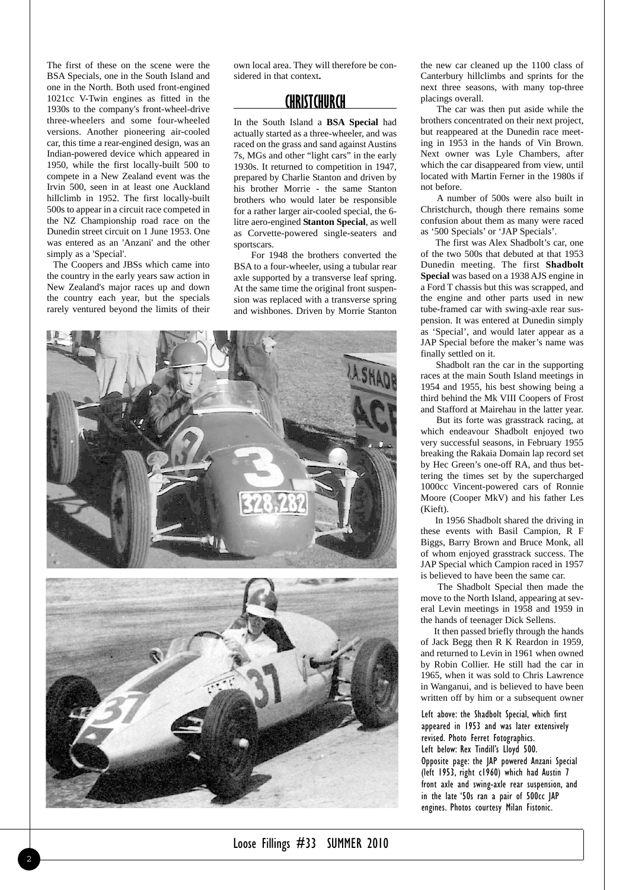The first of these on the scene were the BSA Specials, one in the South Island and one in the North. Both used front-engined 1021cc V-Twin engines as fitted in the 1930s to the company's front-wheel-drive three-wheelers and some four-wheeled versions. Another pioneering air-cooled car, this time a rear-engined design, was an Indian-powered device which appeared in 1950, while the first locally-built 500 to compete in a New Zealand event was the Irvin 500, seen in at least one Auckland hillclimb in 1952. The first locally-built 500s to appear in a circuit race competed in the NZ Championship road race on the Dunedin street circuit on 1 June 1953. One was entered as an 'Anzani' and the other simply as a 'Special'.

The Coopers and JBSs which came into the country in the early years saw action in New Zealand's major races up and down the country each year, but the specials rarely ventured beyond the limits of their own local area. They will therefore be considered in that context**.**

## CHRISTCHURCH

In the South Island a **BSA Special** had actually started as a three-wheeler, and was raced on the grass and sand against Austins 7s, MGs and other "light cars" in the early 1930s. It returned to competition in 1947, prepared by Charlie Stanton and driven by his brother Morrie - the same Stanton brothers who would later be responsible for a rather larger air-cooled special, the 6-litre aero-engined **Stanton Special**, as well as Corvette-powered single-seaters and sportscars.

For 1948 the brothers converted the BSA to a four-wheeler, using a tubular rear axle supported by a transverse leaf spring. At the same time the original front suspension was replaced with a transverse spring and wishbones. Driven by Morrie Stanton the new car cleaned up the 1100 class of Canterbury hillclimbs and sprints for the next three seasons, with many top-three placings overall.

The car was then put aside while the brothers concentrated on their next project, but reappeared at the Dunedin race meeting in 1953 in the hands of Vin Brown. Next owner was Lyle Chambers, after which the car disappeared from view, until located with Martin Ferner in the 1980s if not before.

A number of 500s were also built in Christchurch, though there remains some confusion about them as many were raced as '500 Specials' or 'JAP Specials'.

The first was Alex Shadbolt's car, one of the two 500s that debuted at that 1953 Dunedin meeting. The first **Shadbolt Special** was based on a 1938 AJS engine in a Ford T chassis but this was scrapped, and the engine and other parts used in new tube-framed car with swing-axle rear suspension. It was entered at Dunedin simply as 'Special', and would later appear as a JAP Special before the maker's name was finally settled on it.

Shadbolt ran the car in the supporting races at the main South Island meetings in 1954 and 1955, his best showing being a third behind the Mk VIII Coopers of Frost and Stafford at Mairehau in the latter year.

But its forte was grasstrack racing, at which endeavour Shadbolt enjoyed two very successful seasons, in February 1955 breaking the Rakaia Domain lap record set by Hec Green's one-off RA, and thus bettering the times set by the supercharged 1000cc Vincent-powered cars of Ronnie Moore (Cooper MkV) and his father Les (Kieft).

In 1956 Shadbolt shared the driving in these events with Basil Campion, R F Biggs, Barry Brown and Bruce Monk, all of whom enjoyed grasstrack success. The JAP Special which Campion raced in 1957 is believed to have been the same car.

The Shadbolt Special then made the move to the North Island, appearing at several Levin meetings in 1958 and 1959 in the hands of teenager Dick Sellens.

It then passed briefly through the hands of Jack Begg then R K Reardon in 1959, and returned to Levin in 1961 when owned by Robin Collier. He still had the car in 1965, when it was sold to Chris Lawrence in Wanganui, and is believed to have been written off by him or a subsequent owner

Left above: the Shadbolt Special, which first appeared in 1953 and was later extensively revised. Photo Ferret Fotographics.
Left below: Rex Tindill's Lloyd 500.
Opposite page: the JAP powered Anzani Special (left 1953, right c1960) which had Austin 7 front axle and swing-axle rear suspension, and in the late '50s ran a pair of 500cc JAP engines. Photos courtesy Milan Fistonic.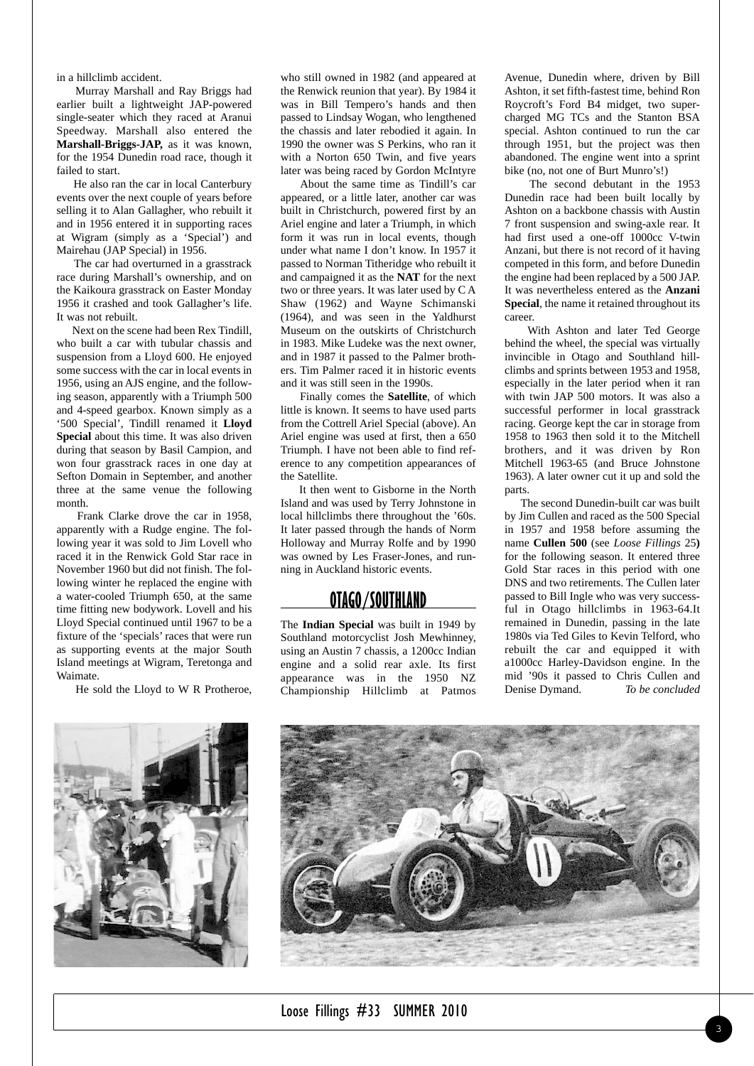in a hillclimb accident.

Murray Marshall and Ray Briggs had earlier built a lightweight JAP-powered single-seater which they raced at Aranui Speedway. Marshall also entered the **Marshall-Briggs-JAP,** as it was known, for the 1954 Dunedin road race, though it failed to start.

He also ran the car in local Canterbury events over the next couple of years before selling it to Alan Gallagher, who rebuilt it and in 1956 entered it in supporting races at Wigram (simply as a 'Special') and Mairehau (JAP Special) in 1956.

The car had overturned in a grasstrack race during Marshall's ownership, and on the Kaikoura grasstrack on Easter Monday 1956 it crashed and took Gallagher's life. It was not rebuilt.

Next on the scene had been Rex Tindill, who built a car with tubular chassis and suspension from a Lloyd 600. He enjoyed some success with the car in local events in 1956, using an AJS engine, and the following season, apparently with a Triumph 500 and 4-speed gearbox. Known simply as a '500 Special', Tindill renamed it **Lloyd Special** about this time. It was also driven during that season by Basil Campion, and won four grasstrack races in one day at Sefton Domain in September, and another three at the same venue the following month.

Frank Clarke drove the car in 1958, apparently with a Rudge engine. The following year it was sold to Jim Lovell who raced it in the Renwick Gold Star race in November 1960 but did not finish. The following winter he replaced the engine with a water-cooled Triumph 650, at the same time fitting new bodywork. Lovell and his Lloyd Special continued until 1967 to be a fixture of the 'specials' races that were run as supporting events at the major South Island meetings at Wigram, Teretonga and Waimate.

He sold the Lloyd to W R Protheroe, who still owned in 1982 (and appeared at the Renwick reunion that year). By 1984 it was in Bill Tempero's hands and then passed to Lindsay Wogan, who lengthened the chassis and later rebodied it again. In 1990 the owner was S Perkins, who ran it with a Norton 650 Twin, and five years later was being raced by Gordon McIntyre

About the same time as Tindill's car appeared, or a little later, another car was built in Christchurch, powered first by an Ariel engine and later a Triumph, in which form it was run in local events, though under what name I don't know. In 1957 it passed to Norman Titheridge who rebuilt it and campaigned it as the **NAT** for the next two or three years. It was later used by C A Shaw (1962) and Wayne Schimanski (1964), and was seen in the Yaldhurst Museum on the outskirts of Christchurch in 1983. Mike Ludeke was the next owner, and in 1987 it passed to the Palmer brothers. Tim Palmer raced it in historic events and it was still seen in the 1990s.

Finally comes the **Satellite**, of which little is known. It seems to have used parts from the Cottrell Ariel Special (above). An Ariel engine was used at first, then a 650 Triumph. I have not been able to find reference to any competition appearances of the Satellite.

It then went to Gisborne in the North Island and was used by Terry Johnstone in local hillclimbs there throughout the '60s. It later passed through the hands of Norm Holloway and Murray Rolfe and by 1990 was owned by Les Fraser-Jones, and running in Auckland historic events.

## OTAGO/SOUTHLAND

The **Indian Special** was built in 1949 by Southland motorcyclist Josh Mewhinney, using an Austin 7 chassis, a 1200cc Indian engine and a solid rear axle. Its first appearance was in the 1950 NZ Championship Hillclimb at Patmos Avenue, Dunedin where, driven by Bill Ashton, it set fifth-fastest time, behind Ron Roycroft's Ford B4 midget, two supercharged MG TCs and the Stanton BSA special. Ashton continued to run the car through 1951, but the project was then abandoned. The engine went into a sprint bike (no, not one of Burt Munro's!)

The second debutant in the 1953 Dunedin race had been built locally by Ashton on a backbone chassis with Austin 7 front suspension and swing-axle rear. It had first used a one-off 1000cc V-twin Anzani, but there is not record of it having competed in this form, and before Dunedin the engine had been replaced by a 500 JAP. It was nevertheless entered as the **Anzani Special**, the name it retained throughout its career.

With Ashton and later Ted George behind the wheel, the special was virtually invincible in Otago and Southland hillclimbs and sprints between 1953 and 1958, especially in the later period when it ran with twin JAP 500 motors. It was also a successful performer in local grasstrack racing. George kept the car in storage from 1958 to 1963 then sold it to the Mitchell brothers, and it was driven by Ron Mitchell 1963-65 (and Bruce Johnstone 1963). A later owner cut it up and sold the parts.

The second Dunedin-built car was built by Jim Cullen and raced as the 500 Special in 1957 and 1958 before assuming the name **Cullen 500** (see *Loose Fillings* 25**)** for the following season. It entered three Gold Star races in this period with one DNS and two retirements. The Cullen later passed to Bill Ingle who was very successful in Otago hillclimbs in 1963-64.It remained in Dunedin, passing in the late 1980s via Ted Giles to Kevin Telford, who rebuilt the car and equipped it with a1000cc Harley-Davidson engine. In the mid '90s it passed to Chris Cullen and Denise Dymand. *To be concluded*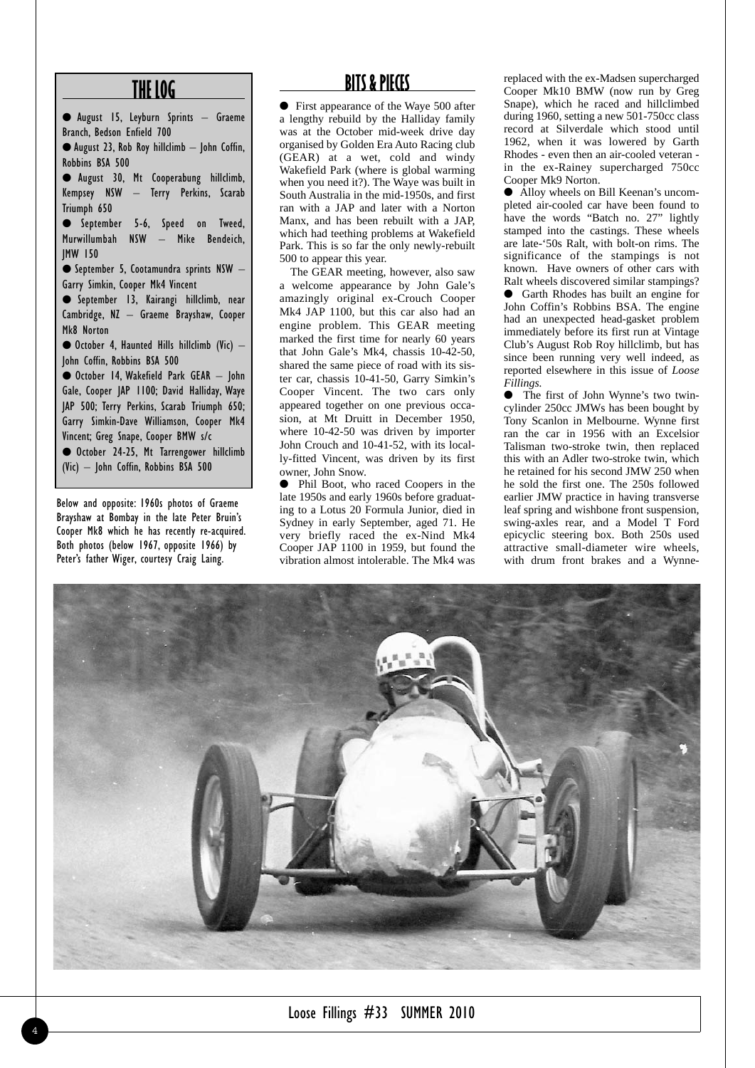## THE LOG

- August 15, Leyburn Sprints – Graeme Branch, Bedson Enfield 700
- August 23, Rob Roy hillclimb – John Coffin, Robbins BSA 500
- August 30, Mt Cooperabung hillclimb, Kempsey NSW – Terry Perkins, Scarab Triumph 650
- September 5-6, Speed on Tweed, Murwillumbah NSW – Mike Bendeich, JMW 150
- September 5, Cootamundra sprints NSW – Garry Simkin, Cooper Mk4 Vincent
- September 13, Kairangi hillclimb, near Cambridge, NZ – Graeme Brayshaw, Cooper Mk8 Norton
- October 4, Haunted Hills hillclimb (Vic) – John Coffin, Robbins BSA 500
- October 14, Wakefield Park GEAR – John Gale, Cooper JAP 1100; David Halliday, Waye JAP 500; Terry Perkins, Scarab Triumph 650; Garry Simkin-Dave Williamson, Cooper Mk4 Vincent; Greg Snape, Cooper BMW s/c
- October 24-25, Mt Tarrengower hillclimb (Vic) – John Coffin, Robbins BSA 500

Below and opposite: 1960s photos of Graeme Brayshaw at Bombay in the late Peter Bruin's Cooper Mk8 which he has recently re-acquired. Both photos (below 1967, opposite 1966) by Peter's father Wiger, courtesy Craig Laing.

## BITS & PIECES

- First appearance of the Waye 500 after a lengthy rebuild by the Halliday family was at the October mid-week drive day organised by Golden Era Auto Racing club (GEAR) at a wet, cold and windy Wakefield Park (where is global warming when you need it?). The Waye was built in South Australia in the mid-1950s, and first ran with a JAP and later with a Norton Manx, and has been rebuilt with a JAP, which had teething problems at Wakefield Park. This is so far the only newly-rebuilt 500 to appear this year.

  The GEAR meeting, however, also saw a welcome appearance by John Gale's amazingly original ex-Crouch Cooper Mk4 JAP 1100, but this car also had an engine problem. This GEAR meeting marked the first time for nearly 60 years that John Gale's Mk4, chassis 10-42-50, shared the same piece of road with its sister car, chassis 10-41-50, Garry Simkin's Cooper Vincent. The two cars only appeared together on one previous occasion, at Mt Druitt in December 1950, where 10-42-50 was driven by importer John Crouch and 10-41-52, with its locally-fitted Vincent, was driven by its first owner, John Snow.

- Phil Boot, who raced Coopers in the late 1950s and early 1960s before graduating to a Lotus 20 Formula Junior, died in Sydney in early September, aged 71. He very briefly raced the ex-Nind Mk4 Cooper JAP 1100 in 1959, but found the vibration almost intolerable. The Mk4 was replaced with the ex-Madsen supercharged Cooper Mk10 BMW (now run by Greg Snape), which he raced and hillclimbed during 1960, setting a new 501-750cc class record at Silverdale which stood until 1962, when it was lowered by Garth Rhodes - even then an air-cooled veteran - in the ex-Rainey supercharged 750cc Cooper Mk9 Norton.

- Alloy wheels on Bill Keenan's uncompleted air-cooled car have been found to have the words "Batch no. 27" lightly stamped into the castings. These wheels are late-'50s Ralt, with bolt-on rims. The significance of the stampings is not known. Have owners of other cars with Ralt wheels discovered similar stampings?

- Garth Rhodes has built an engine for John Coffin's Robbins BSA. The engine had an unexpected head-gasket problem immediately before its first run at Vintage Club's August Rob Roy hillclimb, but has since been running very well indeed, as reported elsewhere in this issue of *Loose Fillings.*

- The first of John Wynne's two twin-cylinder 250cc JMWs has been bought by Tony Scanlon in Melbourne. Wynne first ran the car in 1956 with an Excelsior Talisman two-stroke twin, then replaced this with an Adler two-stroke twin, which he retained for his second JMW 250 when he sold the first one. The 250s followed earlier JMW practice in having transverse leaf spring and wishbone front suspension, swing-axles rear, and a Model T Ford epicyclic steering box. Both 250s used attractive small-diameter wire wheels, with drum front brakes and a Wynne-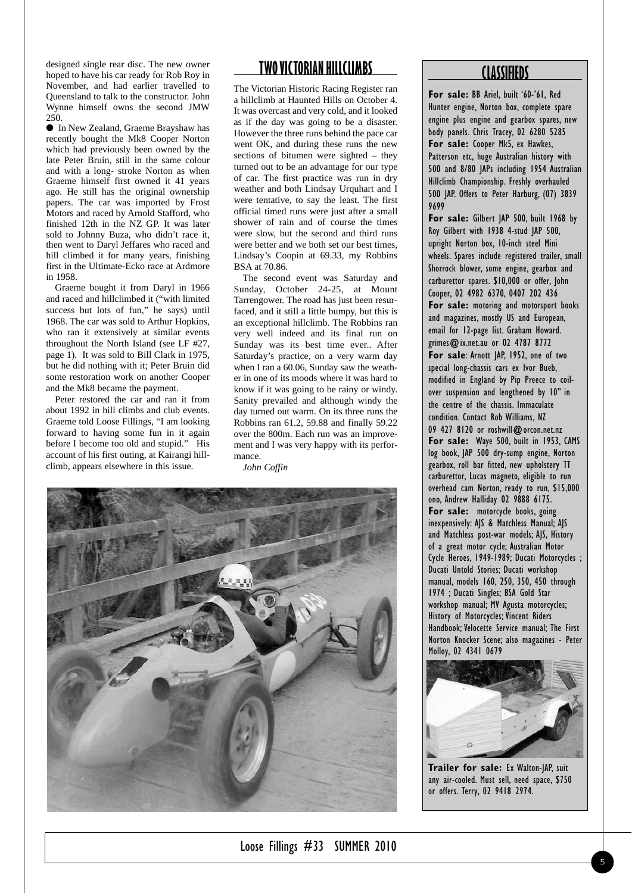designed single rear disc. The new owner hoped to have his car ready for Rob Roy in November, and had earlier travelled to Queensland to talk to the constructor. John Wynne himself owns the second JMW 250.

● In New Zealand, Graeme Brayshaw has recently bought the Mk8 Cooper Norton which had previously been owned by the late Peter Bruin, still in the same colour and with a long- stroke Norton as when Graeme himself first owned it 41 years ago. He still has the original ownership papers. The car was imported by Frost Motors and raced by Arnold Stafford, who finished 12th in the NZ GP. It was later sold to Johnny Buza, who didn't race it, then went to Daryl Jeffares who raced and hill climbed it for many years, finishing first in the Ultimate-Ecko race at Ardmore in 1958.

Graeme bought it from Daryl in 1966 and raced and hillclimbed it ("with limited success but lots of fun," he says) until 1968. The car was sold to Arthur Hopkins, who ran it extensively at similar events throughout the North Island (see LF #27, page 1). It was sold to Bill Clark in 1975, but he did nothing with it; Peter Bruin did some restoration work on another Cooper and the Mk8 became the payment.

Peter restored the car and ran it from about 1992 in hill climbs and club events. Graeme told Loose Fillings, "I am looking forward to having some fun in it again before I become too old and stupid." His account of his first outing, at Kairangi hillclimb, appears elsewhere in this issue.

## TWO VICTORIAN HILLCLIMBS

The Victorian Historic Racing Register ran a hillclimb at Haunted Hills on October 4. It was overcast and very cold, and it looked as if the day was going to be a disaster. However the three runs behind the pace car went OK, and during these runs the new sections of bitumen were sighted – they turned out to be an advantage for our type of car. The first practice was run in dry weather and both Lindsay Urquhart and I were tentative, to say the least. The first official timed runs were just after a small shower of rain and of course the times were slow, but the second and third runs were better and we both set our best times, Lindsay's Coopin at 69.33, my Robbins BSA at 70.86.

The second event was Saturday and Sunday, October 24-25, at Mount Tarrengower. The road has just been resurfaced, and it still a little bumpy, but this is an exceptional hillclimb. The Robbins ran very well indeed and its final run on Sunday was its best time ever.. After Saturday's practice, on a very warm day when I ran a 60.06, Sunday saw the weather in one of its moods where it was hard to know if it was going to be rainy or windy. Sanity prevailed and although windy the day turned out warm. On its three runs the Robbins ran 61.2, 59.88 and finally 59.22 over the 800m. Each run was an improvement and I was very happy with its performance.

*John Coffin*

## CLASSIFIEDS

**For sale:** BB Ariel, built '60-'61, Red Hunter engine, Norton box, complete spare engine plus engine and gearbox spares, new body panels. Chris Tracey, 02 6280 5285

**For sale:** Cooper Mk5, ex Hawkes, Patterson etc, huge Australian history with 500 and 8/80 JAPs including 1954 Australian Hillclimb Championship. Freshly overhauled 500 JAP. Offers to Peter Harburg, (07) 3839 9699

**For sale:** Gilbert JAP 500, built 1968 by Roy Gilbert with 1938 4-stud JAP 500, upright Norton box, 10-inch steel Mini wheels. Spares include registered trailer, small Shorrock blower, some engine, gearbox and carburettor spares. $10,000 or offer, John Cooper, 02 4982 6370, 0407 202 436

**For sale:** motoring and motorsport books and magazines, mostly US and European, email for 12-page list. Graham Howard. grimes@ix.net.au or 02 4787 8772

**For sale**: Arnott JAP, 1952, one of two special long-chassis cars ex Ivor Bueb, modified in England by Pip Preece to coil-over suspension and lengthened by 10" in the centre of the chassis. Immaculate condition. Contact Rob Williams, NZ 09 427 8120 or roshwill@orcon.net.nz

**For sale:** Waye 500, built in 1953, CAMS log book, JAP 500 dry-sump engine, Norton gearbox, roll bar fitted, new upholstery TT carburettor, Lucas magneto, eligible to run overhead cam Norton, ready to run, $15,000 ono, Andrew Halliday 02 9888 6175.

**For sale:** motorcycle books, going inexpensively: AJS & Matchless Manual; AJS and Matchless post-war models; AJS, History of a great motor cycle; Australian Motor Cycle Heroes, 1949-1989; Ducati Motorcycles ; Ducati Untold Stories; Ducati workshop manual, models 160, 250, 350, 450 through 1974 ; Ducati Singles; BSA Gold Star workshop manual; MV Agusta motorcycles; History of Motorcycles; Vincent Riders Handbook; Velocette Service manual; The First Norton Knocker Scene; also magazines - Peter Molloy, 02 4341 0679

**Trailer for sale:** Ex Walton-JAP, suit any air-cooled. Must sell, need space, $750 or offers. Terry, 02 9418 2974.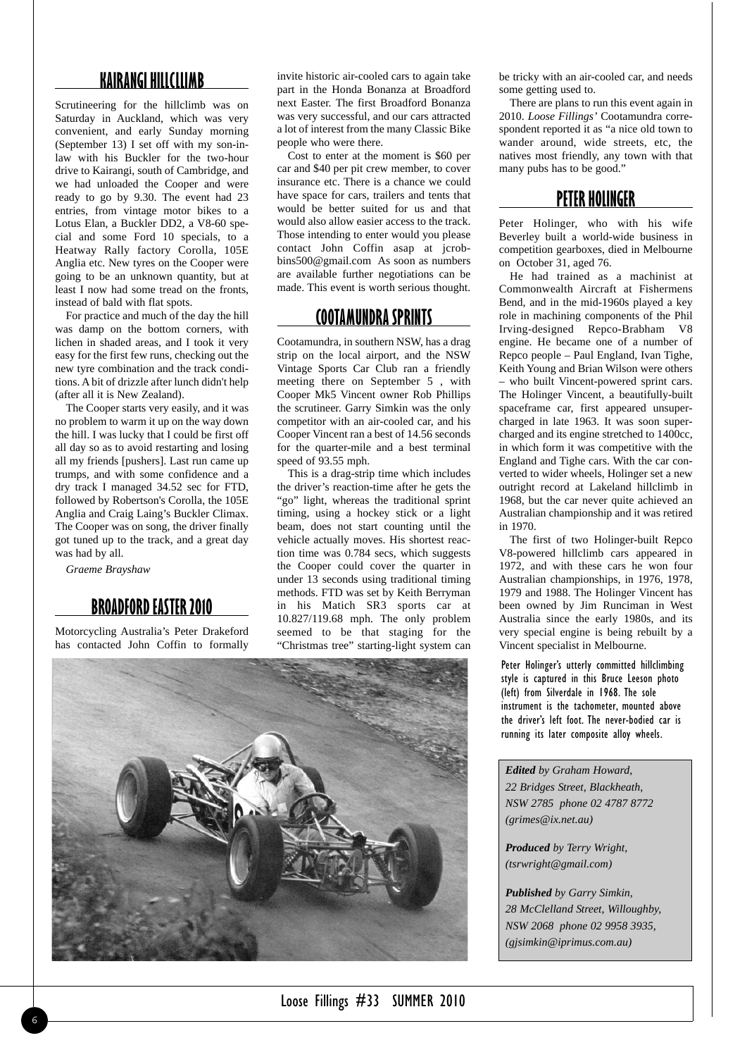## KAIRANGI HILLCLIMB

Scrutineering for the hillclimb was on Saturday in Auckland, which was very convenient, and early Sunday morning (September 13) I set off with my son-in-law with his Buckler for the two-hour drive to Kairangi, south of Cambridge, and we had unloaded the Cooper and were ready to go by 9.30. The event had 23 entries, from vintage motor bikes to a Lotus Elan, a Buckler DD2, a V8-60 special and some Ford 10 specials, to a Heatway Rally factory Corolla, 105E Anglia etc. New tyres on the Cooper were going to be an unknown quantity, but at least I now had some tread on the fronts, instead of bald with flat spots.

For practice and much of the day the hill was damp on the bottom corners, with lichen in shaded areas, and I took it very easy for the first few runs, checking out the new tyre combination and the track conditions. A bit of drizzle after lunch didn't help (after all it is New Zealand).

The Cooper starts very easily, and it was no problem to warm it up on the way down the hill. I was lucky that I could be first off all day so as to avoid restarting and losing all my friends [pushers]. Last run came up trumps, and with some confidence and a dry track I managed 34.52 sec for FTD, followed by Robertson's Corolla, the 105E Anglia and Craig Laing's Buckler Climax. The Cooper was on song, the driver finally got tuned up to the track, and a great day was had by all.

*Graeme Brayshaw*

## BROADFORD EASTER 2010

Motorcycling Australia's Peter Drakeford has contacted John Coffin to formally invite historic air-cooled cars to again take part in the Honda Bonanza at Broadford next Easter. The first Broadford Bonanza was very successful, and our cars attracted a lot of interest from the many Classic Bike people who were there.

Cost to enter at the moment is $60 per car and $40 per pit crew member, to cover insurance etc. There is a chance we could have space for cars, trailers and tents that would be better suited for us and that would also allow easier access to the track. Those intending to enter would you please contact John Coffin asap at jcrobbins500@gmail.com As soon as numbers are available further negotiations can be made. This event is worth serious thought.

## COOTAMUNDRA SPRINTS

Cootamundra, in southern NSW, has a drag strip on the local airport, and the NSW Vintage Sports Car Club ran a friendly meeting there on September 5 , with Cooper Mk5 Vincent owner Rob Phillips the scrutineer. Garry Simkin was the only competitor with an air-cooled car, and his Cooper Vincent ran a best of 14.56 seconds for the quarter-mile and a best terminal speed of 93.55 mph.

This is a drag-strip time which includes the driver's reaction-time after he gets the "go" light, whereas the traditional sprint timing, using a hockey stick or a light beam, does not start counting until the vehicle actually moves. His shortest reaction time was 0.784 secs, which suggests the Cooper could cover the quarter in under 13 seconds using traditional timing methods. FTD was set by Keith Berryman in his Matich SR3 sports car at 10.827/119.68 mph. The only problem seemed to be that staging for the "Christmas tree" starting-light system can be tricky with an air-cooled car, and needs some getting used to.

There are plans to run this event again in 2010. *Loose Fillings'* Cootamundra correspondent reported it as "a nice old town to wander around, wide streets, etc, the natives most friendly, any town with that many pubs has to be good."

## PETER HOLINGER

Peter Holinger, who with his wife Beverley built a world-wide business in competition gearboxes, died in Melbourne on October 31, aged 76.

He had trained as a machinist at Commonwealth Aircraft at Fishermens Bend, and in the mid-1960s played a key role in machining components of the Phil Irving-designed Repco-Brabham V8 engine. He became one of a number of Repco people – Paul England, Ivan Tighe, Keith Young and Brian Wilson were others – who built Vincent-powered sprint cars. The Holinger Vincent, a beautifully-built spaceframe car, first appeared unsupercharged in late 1963. It was soon supercharged and its engine stretched to 1400cc, in which form it was competitive with the England and Tighe cars. With the car converted to wider wheels, Holinger set a new outright record at Lakeland hillclimb in 1968, but the car never quite achieved an Australian championship and it was retired in 1970.

The first of two Holinger-built Repco V8-powered hillclimb cars appeared in 1972, and with these cars he won four Australian championships, in 1976, 1978, 1979 and 1988. The Holinger Vincent has been owned by Jim Runciman in West Australia since the early 1980s, and its very special engine is being rebuilt by a Vincent specialist in Melbourne.

Peter Holinger's utterly committed hillclimbing style is captured in this Bruce Leeson photo (left) from Silverdale in 1968. The sole instrument is the tachometer, mounted above the driver's left foot. The never-bodied car is running its later composite alloy wheels.

***Edited*** *by Graham Howard,*
*22 Bridges Street, Blackheath,*
*NSW 2785 phone 02 4787 8772*
*(grimes@ix.net.au)*

***Produced*** *by Terry Wright,*
*(tsrwright@gmail.com)*

***Published*** *by Garry Simkin,*
*28 McClelland Street, Willoughby,*
*NSW 2068 phone 02 9958 3935,*
*(gjsimkin@iprimus.com.au)*